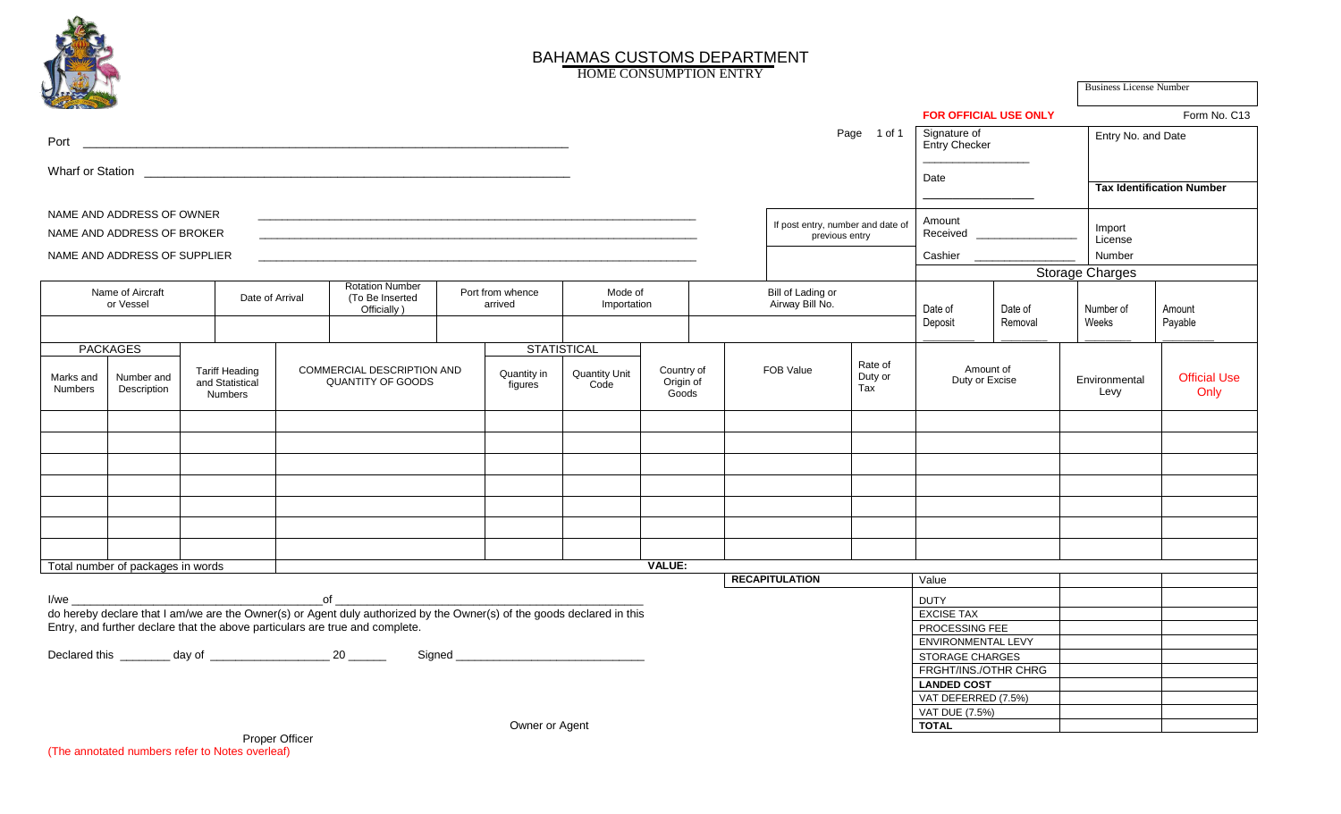# BAHAMAS CUSTOMS DEPARTMENT

HOME CONSUMPTION ENTRY

| Business License Number |
|---|
| |

**FOR OFFICIAL USE ONLY** Form No. C13

Page 1 of 1

Port ________________________________________________

Wharf or Station ________________________________________________

| Signature of Entry Checker ______________ | Entry No. and Date |
|---|---|
| Date ______________ | **Tax Identification Number** |
| Amount Received ______________ | Import License |
| Cashier ______________ | Number |

NAME AND ADDRESS OF OWNER ________________________________________________

NAME AND ADDRESS OF BROKER ________________________________________________

NAME AND ADDRESS OF SUPPLIER ________________________________________________

If post entry, number and date of previous entry

| Name of Aircraft or Vessel | Date of Arrival | Rotation Number (To Be Inserted Officially ) | Port from whence arrived | Mode of Importation | Bill of Lading or Airway Bill No. |
|---|---|---|---|---|---|
| | | | | | |

| Storage Charges | | | |
|---|---|---|---|
| Date of Deposit | Date of Removal | Number of Weeks | Amount Payable |
| ________ | ________ | ________ | ________ |

| PACKAGES | | | | STATISTICAL | | | | | | | |
|---|---|---|---|---|---|---|---|---|---|---|---|
| Marks and Numbers | Number and Description | Tariff Heading and Statistical Numbers | COMMERCIAL DESCRIPTION AND QUANTITY OF GOODS | Quantity in figures | Quantity Unit Code | Country of Origin of Goods | FOB Value | Rate of Duty or Tax | Amount of Duty or Excise | Environmental Levy | Official Use Only |
| | | | | | | | | | | | |
| | | | | | | | | | | | |
| | | | | | | | | | | | |
| | | | | | | | | | | | |
| | | | | | | | | | | | |
| | | | | | | | | | | | |
| | | | | | | | | | | | |
| Total number of packages in words | | | | | | **VALUE:** | | | | | |

| **RECAPITULATION** | | |
|---|---|---|
| Value | | |
| DUTY | | |
| EXCISE TAX | | |
| PROCESSING FEE | | |
| ENVIRONMENTAL LEVY | | |
| STORAGE CHARGES | | |
| FRGHT/INS./OTHR CHRG | | |
| **LANDED COST** | | |
| VAT DEFERRED (7.5%) | | |
| VAT DUE (7.5%) | | |
| **TOTAL** | | |

I/we ______________________________ of ______________________________

do hereby declare that I am/we are the Owner(s) or Agent duly authorized by the Owner(s) of the goods declared in this Entry, and further declare that the above particulars are true and complete.

Declared this ________ day of __________________ 20 ______ Signed ______________________________

Owner or Agent

Proper Officer

(The annotated numbers refer to Notes overleaf)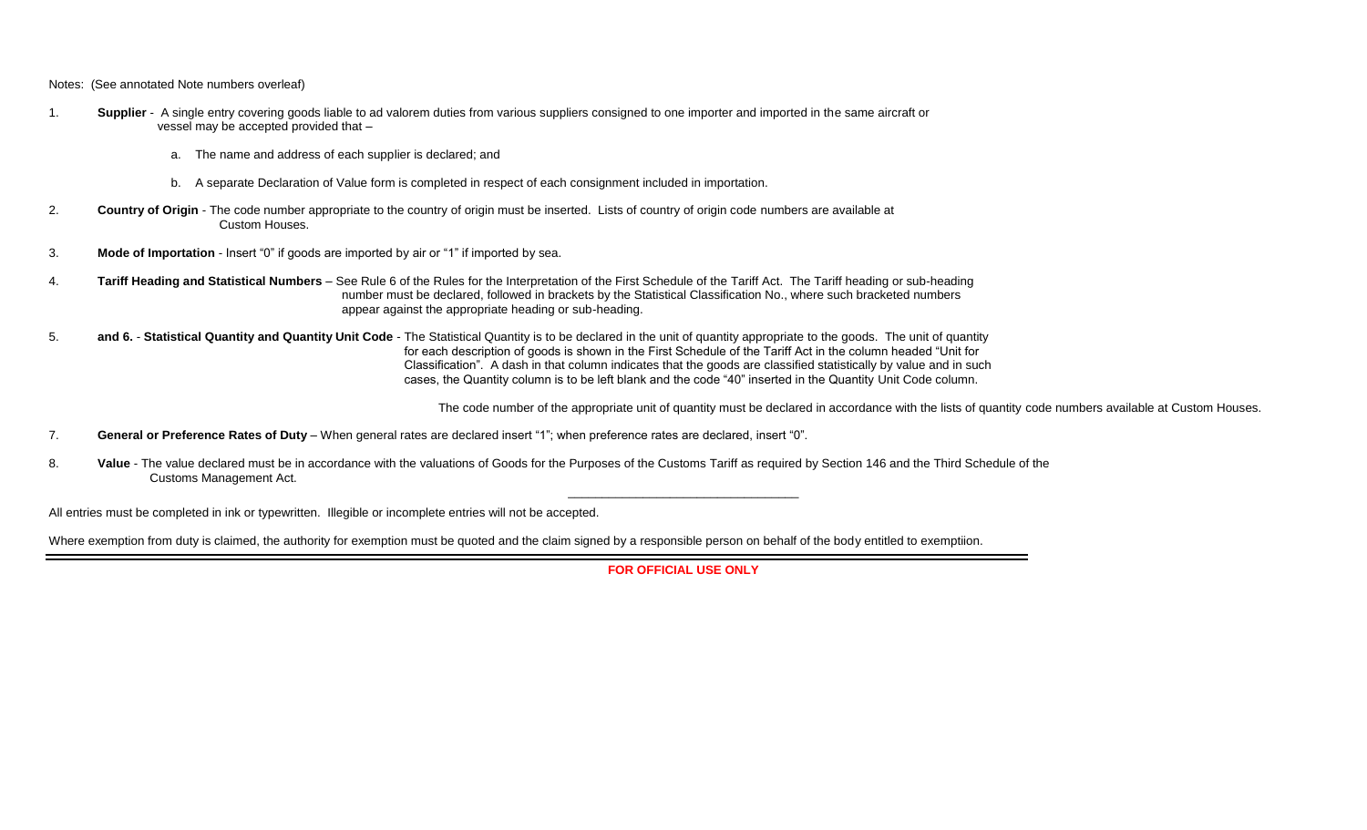Notes: (See annotated Note numbers overleaf)

1. **Supplier** - A single entry covering goods liable to ad valorem duties from various suppliers consigned to one importer and imported in the same aircraft or vessel may be accepted provided that –

   a. The name and address of each supplier is declared; and

   b. A separate Declaration of Value form is completed in respect of each consignment included in importation.

2. **Country of Origin** - The code number appropriate to the country of origin must be inserted. Lists of country of origin code numbers are available at Custom Houses.

3. **Mode of Importation** - Insert "0" if goods are imported by air or "1" if imported by sea.

4. **Tariff Heading and Statistical Numbers** – See Rule 6 of the Rules for the Interpretation of the First Schedule of the Tariff Act. The Tariff heading or sub-heading number must be declared, followed in brackets by the Statistical Classification No., where such bracketed numbers appear against the appropriate heading or sub-heading.

5. **and 6.** - **Statistical Quantity and Quantity Unit Code** - The Statistical Quantity is to be declared in the unit of quantity appropriate to the goods. The unit of quantity for each description of goods is shown in the First Schedule of the Tariff Act in the column headed "Unit for Classification". A dash in that column indicates that the goods are classified statistically by value and in such cases, the Quantity column is to be left blank and the code "40" inserted in the Quantity Unit Code column.

   The code number of the appropriate unit of quantity must be declared in accordance with the lists of quantity code numbers available at Custom Houses.

7. **General or Preference Rates of Duty** – When general rates are declared insert "1"; when preference rates are declared, insert "0".

8. **Value** - The value declared must be in accordance with the valuations of Goods for the Purposes of the Customs Tariff as required by Section 146 and the Third Schedule of the Customs Management Act.

---

All entries must be completed in ink or typewritten. Illegible or incomplete entries will not be accepted.

Where exemption from duty is claimed, the authority for exemption must be quoted and the claim signed by a responsible person on behalf of the body entitled to exemptiion.

---

**FOR OFFICIAL USE ONLY**